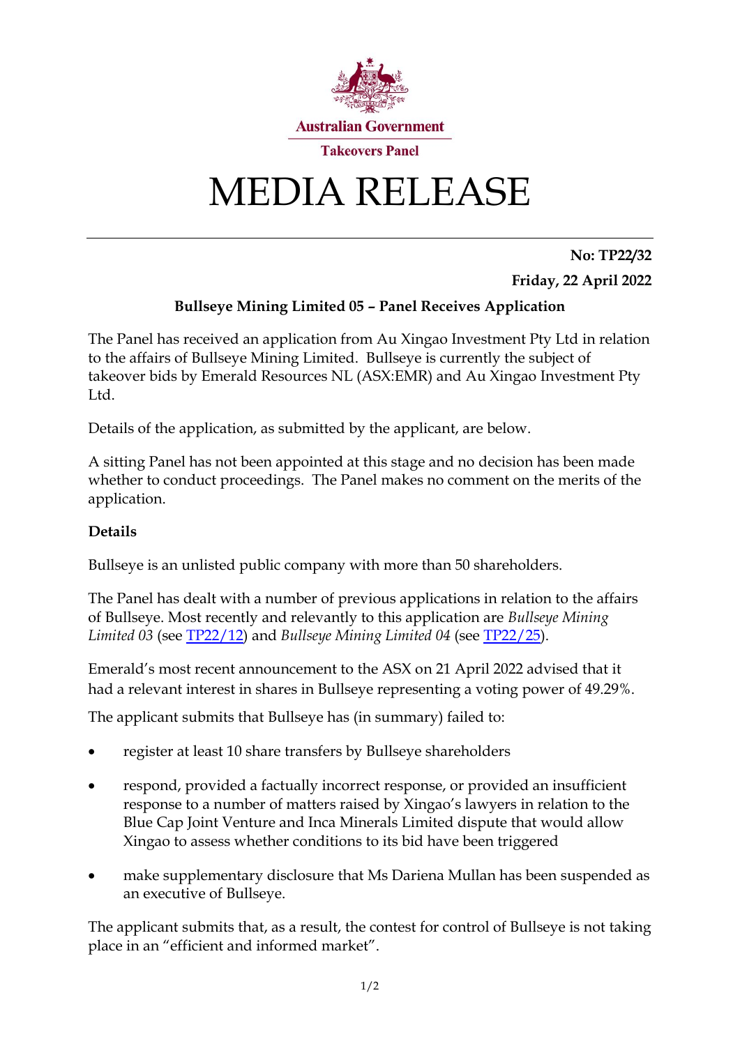Australian Government

Takeovers Panel

# MEDIA RELEASE

**No: TP22/32**

**Friday, 22 April 2022**

## Bullseye Mining Limited 05 – Panel Receives Application

The Panel has received an application from Au Xingao Investment Pty Ltd in relation to the affairs of Bullseye Mining Limited. Bullseye is currently the subject of takeover bids by Emerald Resources NL (ASX:EMR) and Au Xingao Investment Pty Ltd.

Details of the application, as submitted by the applicant, are below.

A sitting Panel has not been appointed at this stage and no decision has been made whether to conduct proceedings. The Panel makes no comment on the merits of the application.

### Details

Bullseye is an unlisted public company with more than 50 shareholders.

The Panel has dealt with a number of previous applications in relation to the affairs of Bullseye. Most recently and relevantly to this application are *Bullseye Mining Limited 03* (see TP22/12) and *Bullseye Mining Limited 04* (see TP22/25).

Emerald's most recent announcement to the ASX on 21 April 2022 advised that it had a relevant interest in shares in Bullseye representing a voting power of 49.29%.

The applicant submits that Bullseye has (in summary) failed to:

- register at least 10 share transfers by Bullseye shareholders
- respond, provided a factually incorrect response, or provided an insufficient response to a number of matters raised by Xingao's lawyers in relation to the Blue Cap Joint Venture and Inca Minerals Limited dispute that would allow Xingao to assess whether conditions to its bid have been triggered
- make supplementary disclosure that Ms Dariena Mullan has been suspended as an executive of Bullseye.

The applicant submits that, as a result, the contest for control of Bullseye is not taking place in an "efficient and informed market".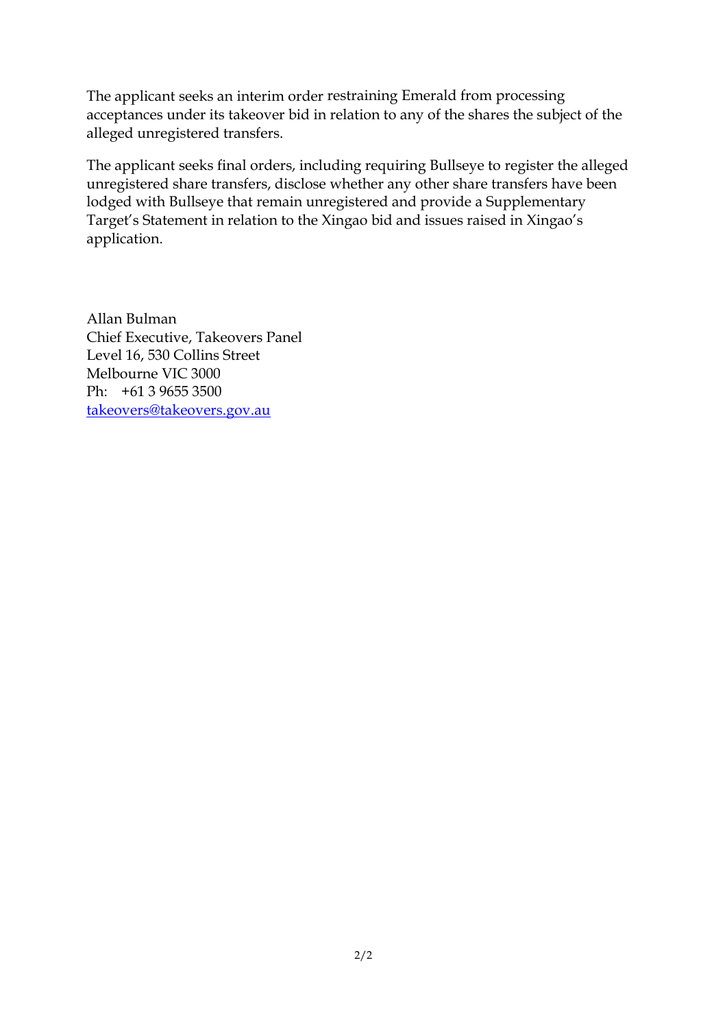The applicant seeks an interim order restraining Emerald from processing acceptances under its takeover bid in relation to any of the shares the subject of the alleged unregistered transfers.

The applicant seeks final orders, including requiring Bullseye to register the alleged unregistered share transfers, disclose whether any other share transfers have been lodged with Bullseye that remain unregistered and provide a Supplementary Target's Statement in relation to the Xingao bid and issues raised in Xingao's application.

Allan Bulman  
Chief Executive, Takeovers Panel  
Level 16, 530 Collins Street  
Melbourne VIC 3000  
Ph: +61 3 9655 3500  
takeovers@takeovers.gov.au